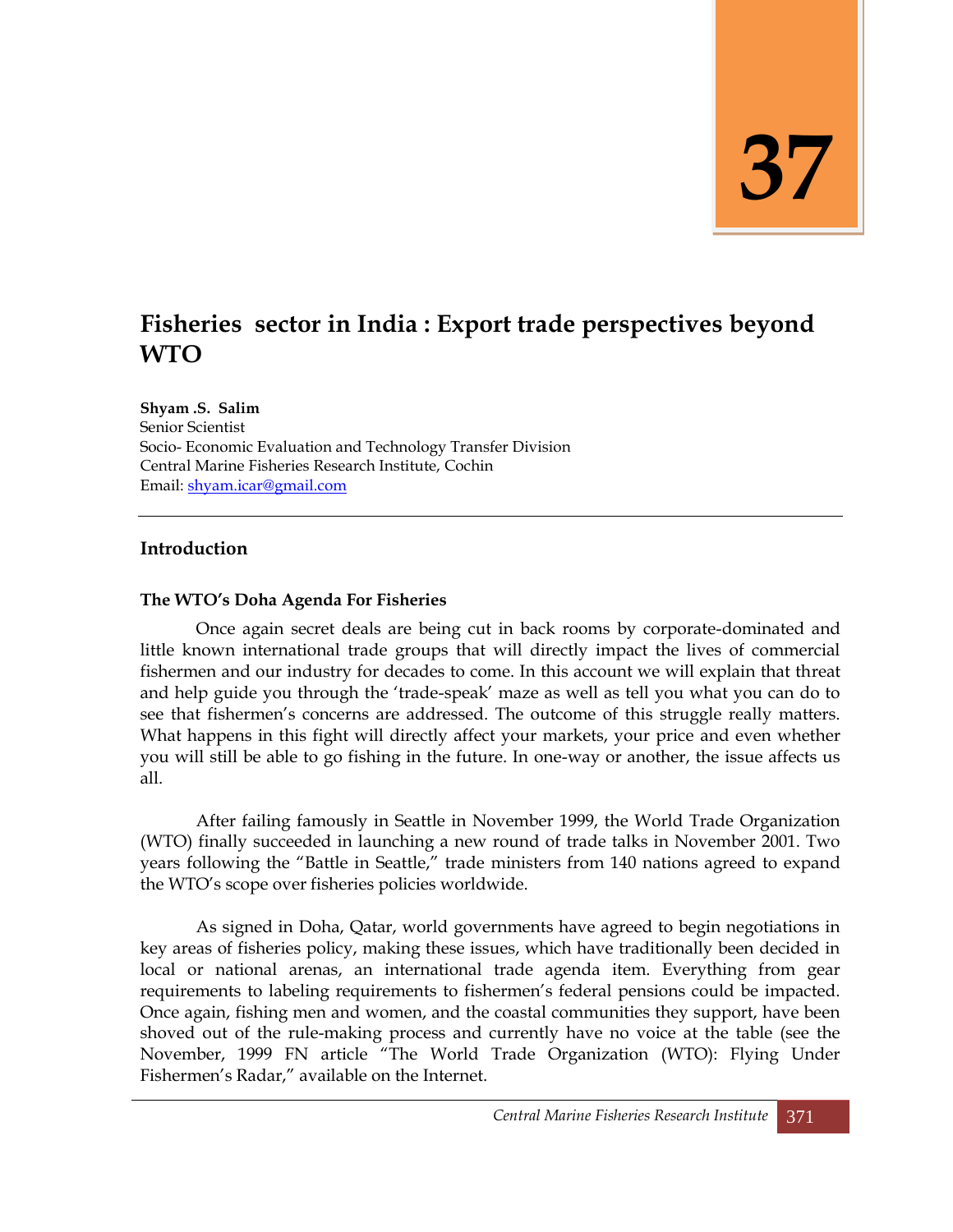37

# Fisheries sector in India : Export trade perspectives beyond WTO

**Shyam .S. Salim**
Senior Scientist
Socio- Economic Evaluation and Technology Transfer Division
Central Marine Fisheries Research Institute, Cochin
Email: shyam.icar@gmail.com

---

## Introduction

### The WTO's Doha Agenda For Fisheries

Once again secret deals are being cut in back rooms by corporate-dominated and little known international trade groups that will directly impact the lives of commercial fishermen and our industry for decades to come. In this account we will explain that threat and help guide you through the 'trade-speak' maze as well as tell you what you can do to see that fishermen's concerns are addressed. The outcome of this struggle really matters. What happens in this fight will directly affect your markets, your price and even whether you will still be able to go fishing in the future. In one-way or another, the issue affects us all.

After failing famously in Seattle in November 1999, the World Trade Organization (WTO) finally succeeded in launching a new round of trade talks in November 2001. Two years following the "Battle in Seattle," trade ministers from 140 nations agreed to expand the WTO's scope over fisheries policies worldwide.

As signed in Doha, Qatar, world governments have agreed to begin negotiations in key areas of fisheries policy, making these issues, which have traditionally been decided in local or national arenas, an international trade agenda item. Everything from gear requirements to labeling requirements to fishermen's federal pensions could be impacted. Once again, fishing men and women, and the coastal communities they support, have been shoved out of the rule-making process and currently have no voice at the table (see the November, 1999 FN article "The World Trade Organization (WTO): Flying Under Fishermen's Radar," available on the Internet.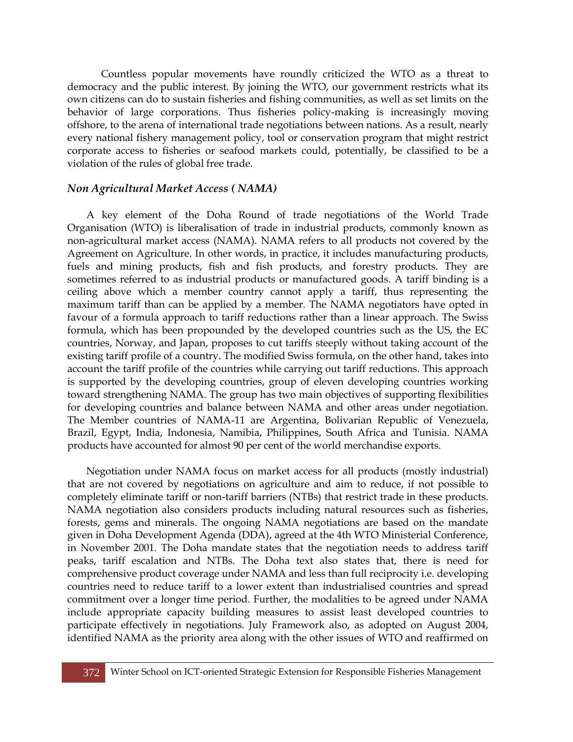Countless popular movements have roundly criticized the WTO as a threat to democracy and the public interest. By joining the WTO, our government restricts what its own citizens can do to sustain fisheries and fishing communities, as well as set limits on the behavior of large corporations. Thus fisheries policy-making is increasingly moving offshore, to the arena of international trade negotiations between nations. As a result, nearly every national fishery management policy, tool or conservation program that might restrict corporate access to fisheries or seafood markets could, potentially, be classified to be a violation of the rules of global free trade.

### *Non Agricultural Market Access ( NAMA)*

A key element of the Doha Round of trade negotiations of the World Trade Organisation (WTO) is liberalisation of trade in industrial products, commonly known as non-agricultural market access (NAMA). NAMA refers to all products not covered by the Agreement on Agriculture. In other words, in practice, it includes manufacturing products, fuels and mining products, fish and fish products, and forestry products. They are sometimes referred to as industrial products or manufactured goods. A tariff binding is a ceiling above which a member country cannot apply a tariff, thus representing the maximum tariff than can be applied by a member. The NAMA negotiators have opted in favour of a formula approach to tariff reductions rather than a linear approach. The Swiss formula, which has been propounded by the developed countries such as the US, the EC countries, Norway, and Japan, proposes to cut tariffs steeply without taking account of the existing tariff profile of a country. The modified Swiss formula, on the other hand, takes into account the tariff profile of the countries while carrying out tariff reductions. This approach is supported by the developing countries, group of eleven developing countries working toward strengthening NAMA. The group has two main objectives of supporting flexibilities for developing countries and balance between NAMA and other areas under negotiation. The Member countries of NAMA-11 are Argentina, Bolivarian Republic of Venezuela, Brazil, Egypt, India, Indonesia, Namibia, Philippines, South Africa and Tunisia. NAMA products have accounted for almost 90 per cent of the world merchandise exports.

Negotiation under NAMA focus on market access for all products (mostly industrial) that are not covered by negotiations on agriculture and aim to reduce, if not possible to completely eliminate tariff or non-tariff barriers (NTBs) that restrict trade in these products. NAMA negotiation also considers products including natural resources such as fisheries, forests, gems and minerals. The ongoing NAMA negotiations are based on the mandate given in Doha Development Agenda (DDA), agreed at the 4th WTO Ministerial Conference, in November 2001. The Doha mandate states that the negotiation needs to address tariff peaks, tariff escalation and NTBs. The Doha text also states that, there is need for comprehensive product coverage under NAMA and less than full reciprocity i.e. developing countries need to reduce tariff to a lower extent than industrialised countries and spread commitment over a longer time period. Further, the modalities to be agreed under NAMA include appropriate capacity building measures to assist least developed countries to participate effectively in negotiations. July Framework also, as adopted on August 2004, identified NAMA as the priority area along with the other issues of WTO and reaffirmed on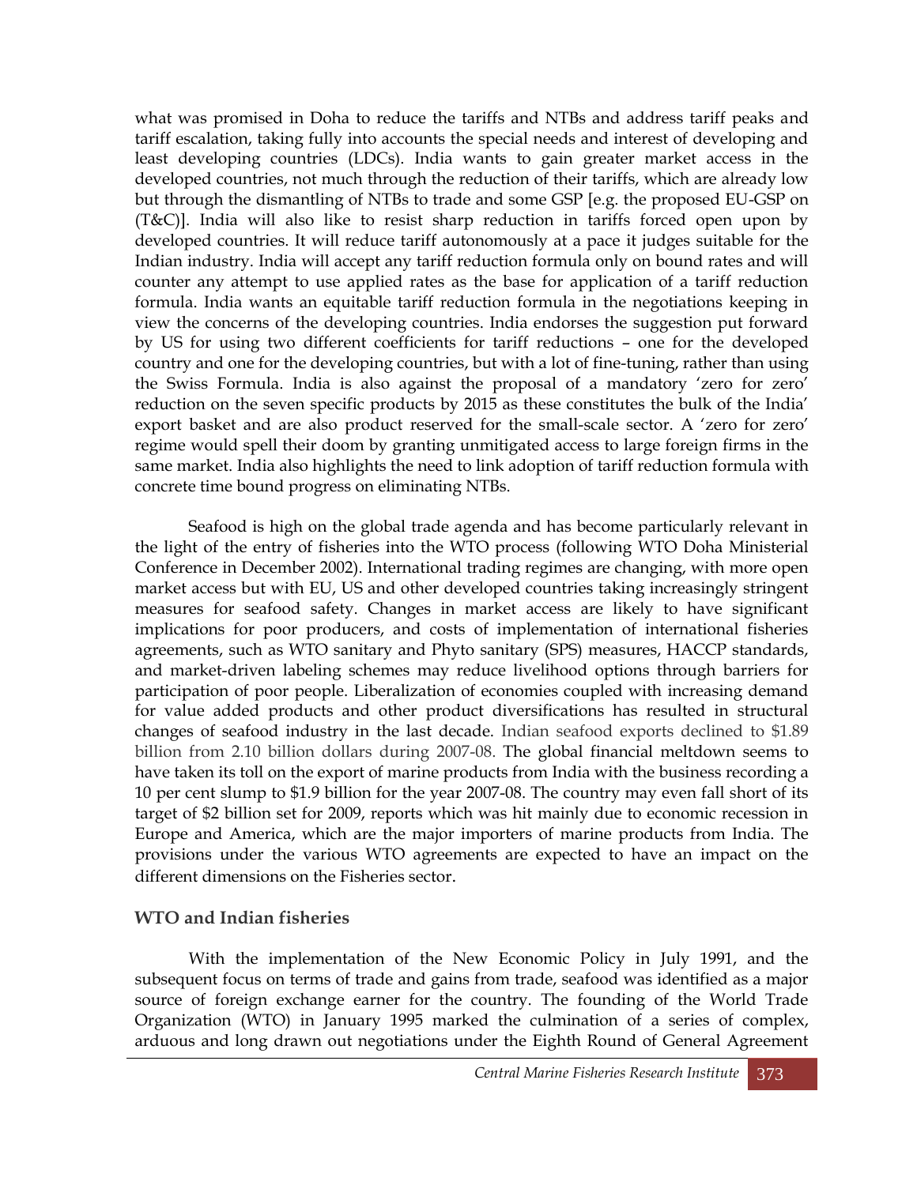what was promised in Doha to reduce the tariffs and NTBs and address tariff peaks and tariff escalation, taking fully into accounts the special needs and interest of developing and least developing countries (LDCs). India wants to gain greater market access in the developed countries, not much through the reduction of their tariffs, which are already low but through the dismantling of NTBs to trade and some GSP [e.g. the proposed EU-GSP on (T&C)]. India will also like to resist sharp reduction in tariffs forced open upon by developed countries. It will reduce tariff autonomously at a pace it judges suitable for the Indian industry. India will accept any tariff reduction formula only on bound rates and will counter any attempt to use applied rates as the base for application of a tariff reduction formula. India wants an equitable tariff reduction formula in the negotiations keeping in view the concerns of the developing countries. India endorses the suggestion put forward by US for using two different coefficients for tariff reductions – one for the developed country and one for the developing countries, but with a lot of fine-tuning, rather than using the Swiss Formula. India is also against the proposal of a mandatory 'zero for zero' reduction on the seven specific products by 2015 as these constitutes the bulk of the India' export basket and are also product reserved for the small-scale sector. A 'zero for zero' regime would spell their doom by granting unmitigated access to large foreign firms in the same market. India also highlights the need to link adoption of tariff reduction formula with concrete time bound progress on eliminating NTBs.

Seafood is high on the global trade agenda and has become particularly relevant in the light of the entry of fisheries into the WTO process (following WTO Doha Ministerial Conference in December 2002). International trading regimes are changing, with more open market access but with EU, US and other developed countries taking increasingly stringent measures for seafood safety. Changes in market access are likely to have significant implications for poor producers, and costs of implementation of international fisheries agreements, such as WTO sanitary and Phyto sanitary (SPS) measures, HACCP standards, and market-driven labeling schemes may reduce livelihood options through barriers for participation of poor people. Liberalization of economies coupled with increasing demand for value added products and other product diversifications has resulted in structural changes of seafood industry in the last decade. Indian seafood exports declined to $1.89 billion from 2.10 billion dollars during 2007-08. The global financial meltdown seems to have taken its toll on the export of marine products from India with the business recording a 10 per cent slump to $1.9 billion for the year 2007-08. The country may even fall short of its target of $2 billion set for 2009, reports which was hit mainly due to economic recession in Europe and America, which are the major importers of marine products from India. The provisions under the various WTO agreements are expected to have an impact on the different dimensions on the Fisheries sector.

## WTO and Indian fisheries

With the implementation of the New Economic Policy in July 1991, and the subsequent focus on terms of trade and gains from trade, seafood was identified as a major source of foreign exchange earner for the country. The founding of the World Trade Organization (WTO) in January 1995 marked the culmination of a series of complex, arduous and long drawn out negotiations under the Eighth Round of General Agreement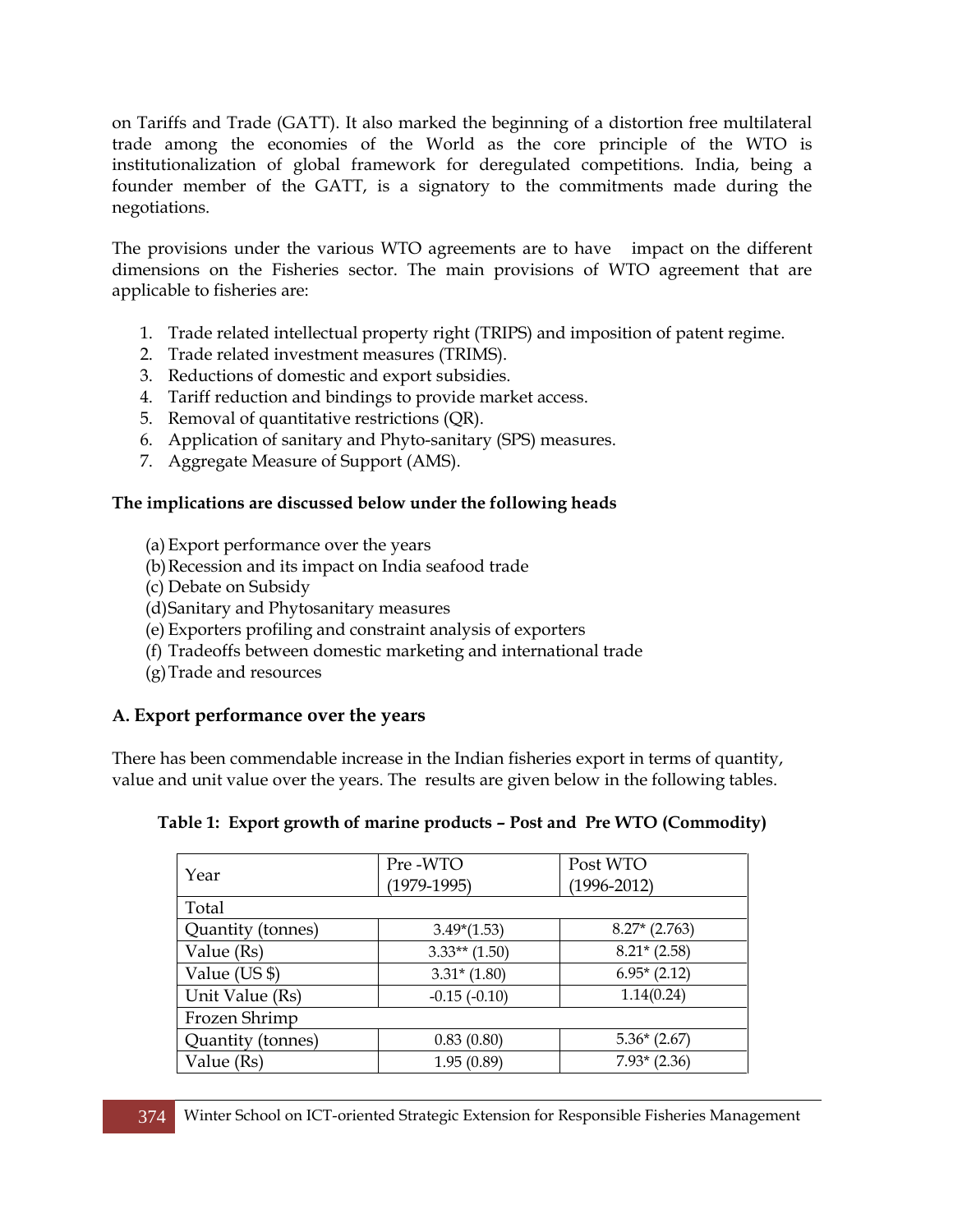on Tariffs and Trade (GATT). It also marked the beginning of a distortion free multilateral trade among the economies of the World as the core principle of the WTO is institutionalization of global framework for deregulated competitions. India, being a founder member of the GATT, is a signatory to the commitments made during the negotiations.

The provisions under the various WTO agreements are to have impact on the different dimensions on the Fisheries sector. The main provisions of WTO agreement that are applicable to fisheries are:

1. Trade related intellectual property right (TRIPS) and imposition of patent regime.
2. Trade related investment measures (TRIMS).
3. Reductions of domestic and export subsidies.
4. Tariff reduction and bindings to provide market access.
5. Removal of quantitative restrictions (QR).
6. Application of sanitary and Phyto-sanitary (SPS) measures.
7. Aggregate Measure of Support (AMS).

**The implications are discussed below under the following heads**

(a) Export performance over the years
(b) Recession and its impact on India seafood trade
(c) Debate on Subsidy
(d) Sanitary and Phytosanitary measures
(e) Exporters profiling and constraint analysis of exporters
(f) Tradeoffs between domestic marketing and international trade
(g) Trade and resources

## A. Export performance over the years

There has been commendable increase in the Indian fisheries export in terms of quantity, value and unit value over the years. The results are given below in the following tables.

**Table 1: Export growth of marine products – Post and Pre WTO (Commodity)**

| Year | Pre -WTO (1979-1995) | Post WTO (1996-2012) |
|---|---|---|
| Total | | |
| Quantity (tonnes) | 3.49*(1.53) | 8.27* (2.763) |
| Value (Rs) | 3.33** (1.50) | 8.21* (2.58) |
| Value (US $) | 3.31* (1.80) | 6.95* (2.12) |
| Unit Value (Rs) | -0.15 (-0.10) | 1.14(0.24) |
| Frozen Shrimp | | |
| Quantity (tonnes) | 0.83 (0.80) | 5.36* (2.67) |
| Value (Rs) | 1.95 (0.89) | 7.93* (2.36) |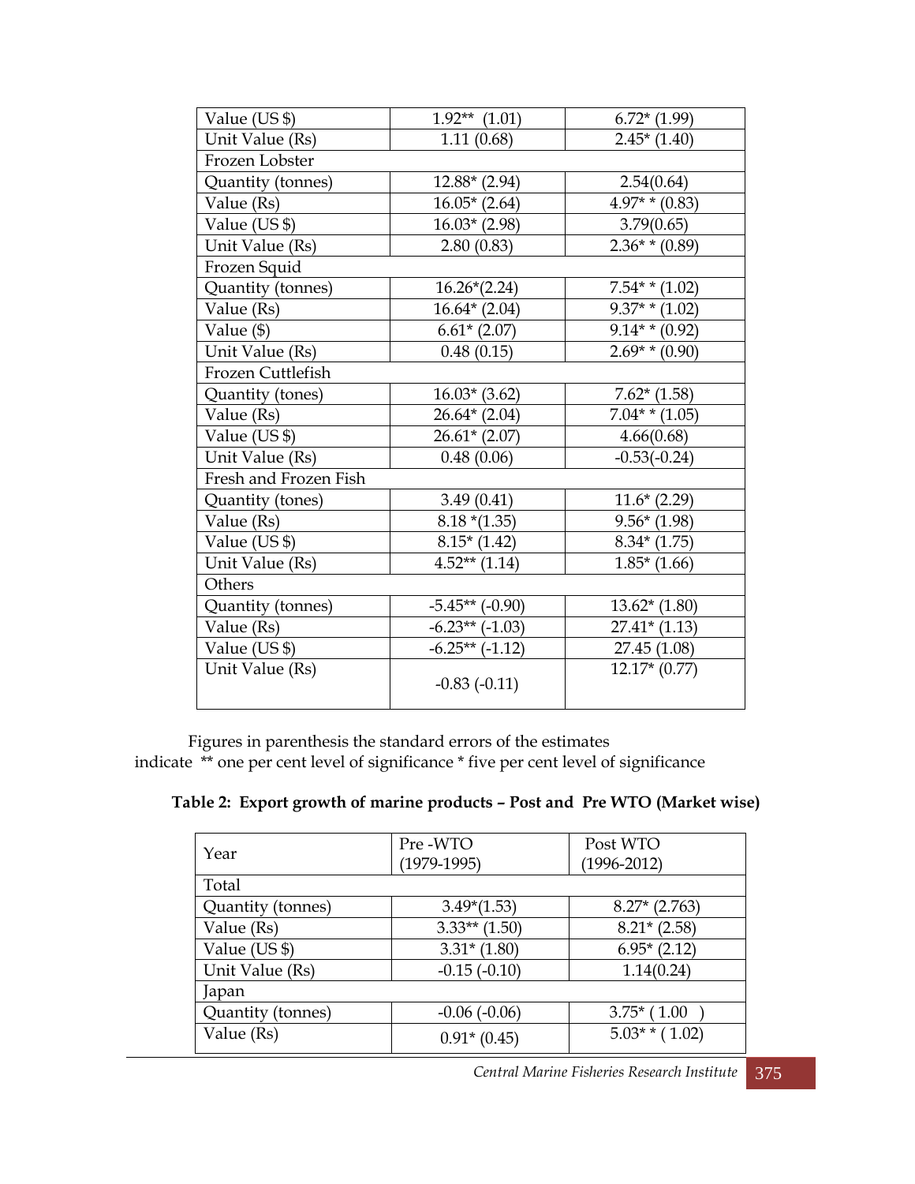| | | |
|---|---|---|
| Value (US $) | 1.92** (1.01) | 6.72* (1.99) |
| Unit Value (Rs) | 1.11 (0.68) | 2.45* (1.40) |
| Frozen Lobster | | |
| Quantity (tonnes) | 12.88* (2.94) | 2.54(0.64) |
| Value (Rs) | 16.05* (2.64) | 4.97* * (0.83) |
| Value (US $) | 16.03* (2.98) | 3.79(0.65) |
| Unit Value (Rs) | 2.80 (0.83) | 2.36* * (0.89) |
| Frozen Squid | | |
| Quantity (tonnes) | 16.26*(2.24) | 7.54* * (1.02) |
| Value (Rs) | 16.64* (2.04) | 9.37* * (1.02) |
| Value ($) | 6.61* (2.07) | 9.14* * (0.92) |
| Unit Value (Rs) | 0.48 (0.15) | 2.69* * (0.90) |
| Frozen Cuttlefish | | |
| Quantity (tones) | 16.03* (3.62) | 7.62* (1.58) |
| Value (Rs) | 26.64* (2.04) | 7.04* * (1.05) |
| Value (US $) | 26.61* (2.07) | 4.66(0.68) |
| Unit Value (Rs) | 0.48 (0.06) | -0.53(-0.24) |
| Fresh and Frozen Fish | | |
| Quantity (tones) | 3.49 (0.41) | 11.6* (2.29) |
| Value (Rs) | 8.18 *(1.35) | 9.56* (1.98) |
| Value (US $) | 8.15* (1.42) | 8.34* (1.75) |
| Unit Value (Rs) | 4.52** (1.14) | 1.85* (1.66) |
| Others | | |
| Quantity (tonnes) | -5.45** (-0.90) | 13.62* (1.80) |
| Value (Rs) | -6.23** (-1.03) | 27.41* (1.13) |
| Value (US $) | -6.25** (-1.12) | 27.45 (1.08) |
| Unit Value (Rs) | -0.83 (-0.11) | 12.17* (0.77) |

Figures in parenthesis the standard errors of the estimates
indicate ** one per cent level of significance * five per cent level of significance

**Table 2: Export growth of marine products – Post and Pre WTO (Market wise)**

| Year | Pre -WTO (1979-1995) | Post WTO (1996-2012) |
|---|---|---|
| Total | | |
| Quantity (tonnes) | 3.49*(1.53) | 8.27* (2.763) |
| Value (Rs) | 3.33** (1.50) | 8.21* (2.58) |
| Value (US $) | 3.31* (1.80) | 6.95* (2.12) |
| Unit Value (Rs) | -0.15 (-0.10) | 1.14(0.24) |
| Japan | | |
| Quantity (tonnes) | -0.06 (-0.06) | 3.75* ( 1.00 ) |
| Value (Rs) | 0.91* (0.45) | 5.03* * ( 1.02) |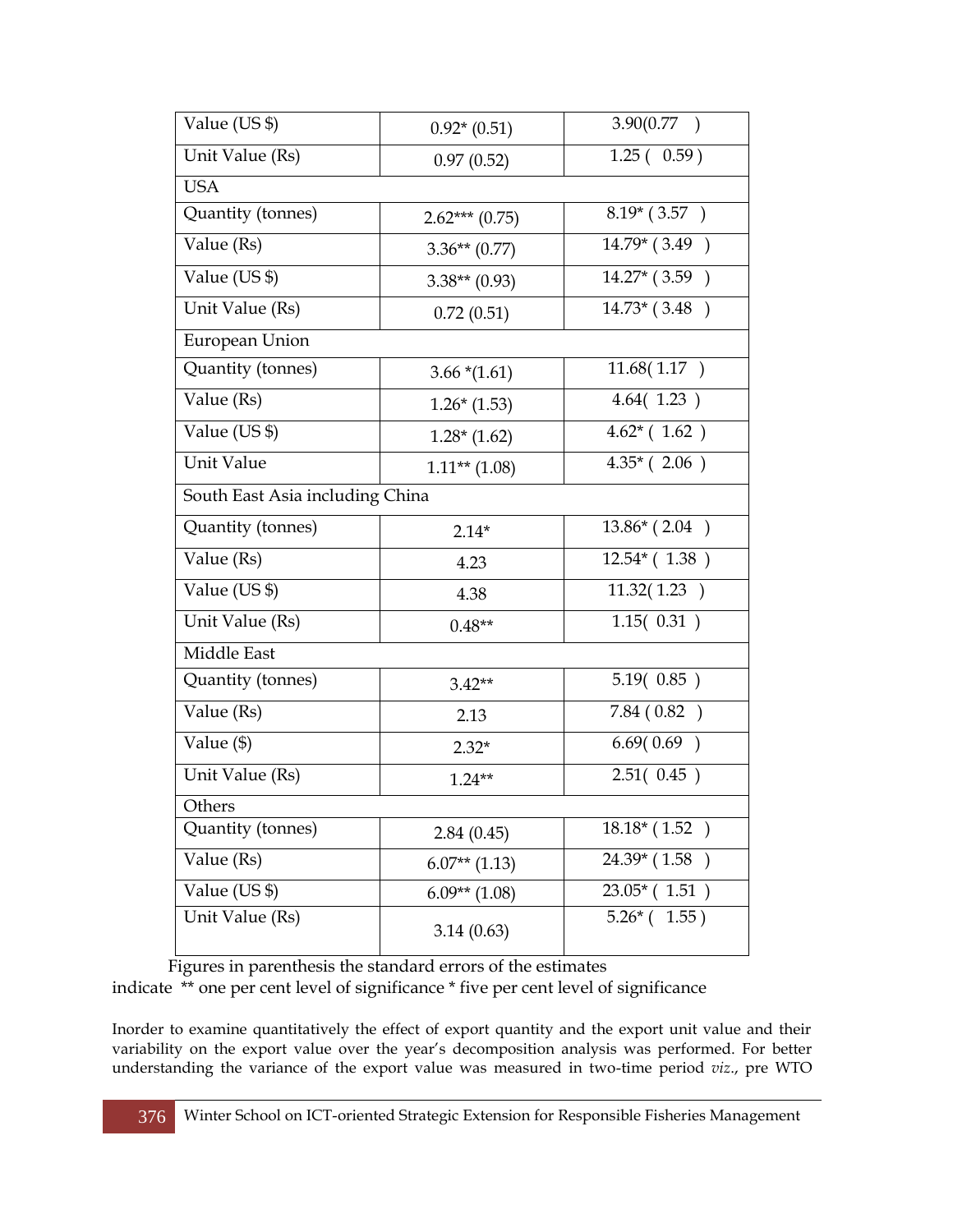| | | |
|---|---|---|
| Value (US $) | 0.92* (0.51) | 3.90(0.77 ) |
| Unit Value (Rs) | 0.97 (0.52) | 1.25 ( 0.59 ) |
| USA | | |
| Quantity (tonnes) | 2.62*** (0.75) | 8.19* ( 3.57 ) |
| Value (Rs) | 3.36** (0.77) | 14.79* ( 3.49 ) |
| Value (US $) | 3.38** (0.93) | 14.27* ( 3.59 ) |
| Unit Value (Rs) | 0.72 (0.51) | 14.73* ( 3.48 ) |
| European Union | | |
| Quantity (tonnes) | 3.66 *(1.61) | 11.68( 1.17 ) |
| Value (Rs) | 1.26* (1.53) | 4.64( 1.23 ) |
| Value (US $) | 1.28* (1.62) | 4.62* ( 1.62 ) |
| Unit Value | 1.11** (1.08) | 4.35* ( 2.06 ) |
| South East Asia including China | | |
| Quantity (tonnes) | 2.14* | 13.86* ( 2.04 ) |
| Value (Rs) | 4.23 | 12.54* ( 1.38 ) |
| Value (US $) | 4.38 | 11.32( 1.23 ) |
| Unit Value (Rs) | 0.48** | 1.15( 0.31 ) |
| Middle East | | |
| Quantity (tonnes) | 3.42** | 5.19( 0.85 ) |
| Value (Rs) | 2.13 | 7.84 ( 0.82 ) |
| Value ($) | 2.32* | 6.69( 0.69 ) |
| Unit Value (Rs) | 1.24** | 2.51( 0.45 ) |
| Others | | |
| Quantity (tonnes) | 2.84 (0.45) | 18.18* ( 1.52 ) |
| Value (Rs) | 6.07** (1.13) | 24.39* ( 1.58 ) |
| Value (US $) | 6.09** (1.08) | 23.05* ( 1.51 ) |
| Unit Value (Rs) | 3.14 (0.63) | 5.26* ( 1.55 ) |

Figures in parenthesis the standard errors of the estimates
indicate ** one per cent level of significance * five per cent level of significance

Inorder to examine quantitatively the effect of export quantity and the export unit value and their variability on the export value over the year's decomposition analysis was performed. For better understanding the variance of the export value was measured in two-time period *viz*., pre WTO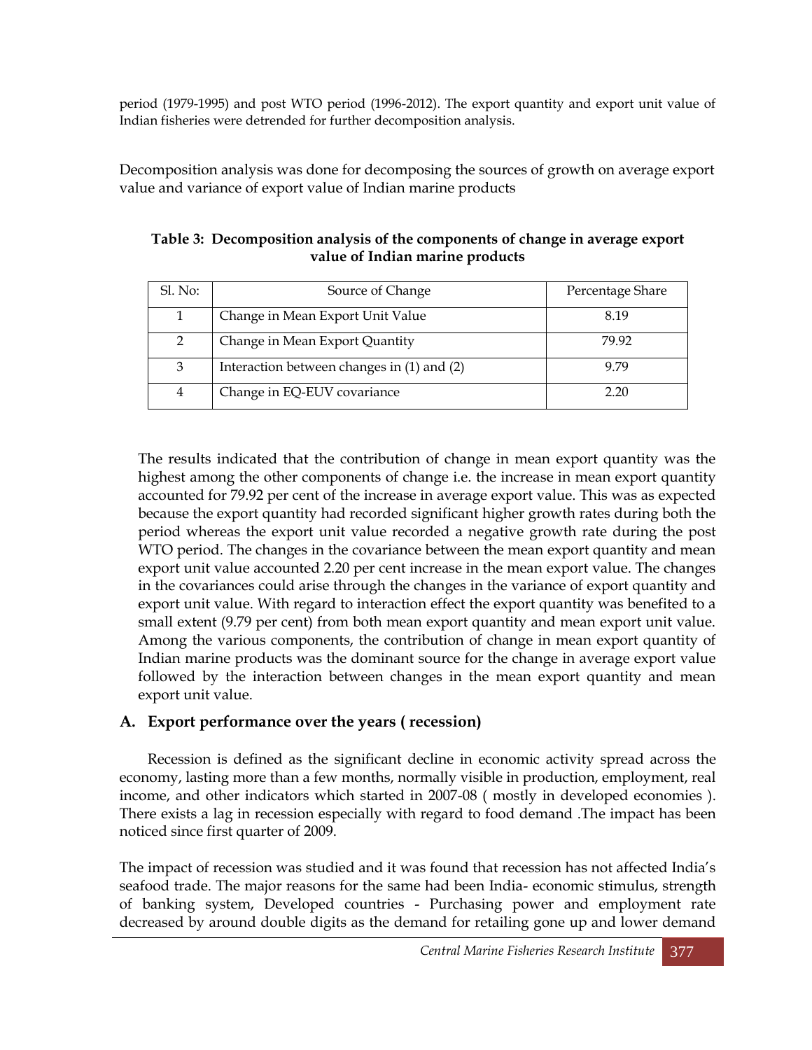period (1979-1995) and post WTO period (1996-2012). The export quantity and export unit value of Indian fisheries were detrended for further decomposition analysis.

Decomposition analysis was done for decomposing the sources of growth on average export value and variance of export value of Indian marine products

**Table 3: Decomposition analysis of the components of change in average export value of Indian marine products**

| Sl. No: | Source of Change | Percentage Share |
|---|---|---|
| 1 | Change in Mean Export Unit Value | 8.19 |
| 2 | Change in Mean Export Quantity | 79.92 |
| 3 | Interaction between changes in (1) and (2) | 9.79 |
| 4 | Change in EQ-EUV covariance | 2.20 |

The results indicated that the contribution of change in mean export quantity was the highest among the other components of change i.e. the increase in mean export quantity accounted for 79.92 per cent of the increase in average export value. This was as expected because the export quantity had recorded significant higher growth rates during both the period whereas the export unit value recorded a negative growth rate during the post WTO period. The changes in the covariance between the mean export quantity and mean export unit value accounted 2.20 per cent increase in the mean export value. The changes in the covariances could arise through the changes in the variance of export quantity and export unit value. With regard to interaction effect the export quantity was benefited to a small extent (9.79 per cent) from both mean export quantity and mean export unit value. Among the various components, the contribution of change in mean export quantity of Indian marine products was the dominant source for the change in average export value followed by the interaction between changes in the mean export quantity and mean export unit value.

## A. Export performance over the years ( recession)

Recession is defined as the significant decline in economic activity spread across the economy, lasting more than a few months, normally visible in production, employment, real income, and other indicators which started in 2007-08 ( mostly in developed economies ). There exists a lag in recession especially with regard to food demand .The impact has been noticed since first quarter of 2009.

The impact of recession was studied and it was found that recession has not affected India's seafood trade. The major reasons for the same had been India- economic stimulus, strength of banking system, Developed countries - Purchasing power and employment rate decreased by around double digits as the demand for retailing gone up and lower demand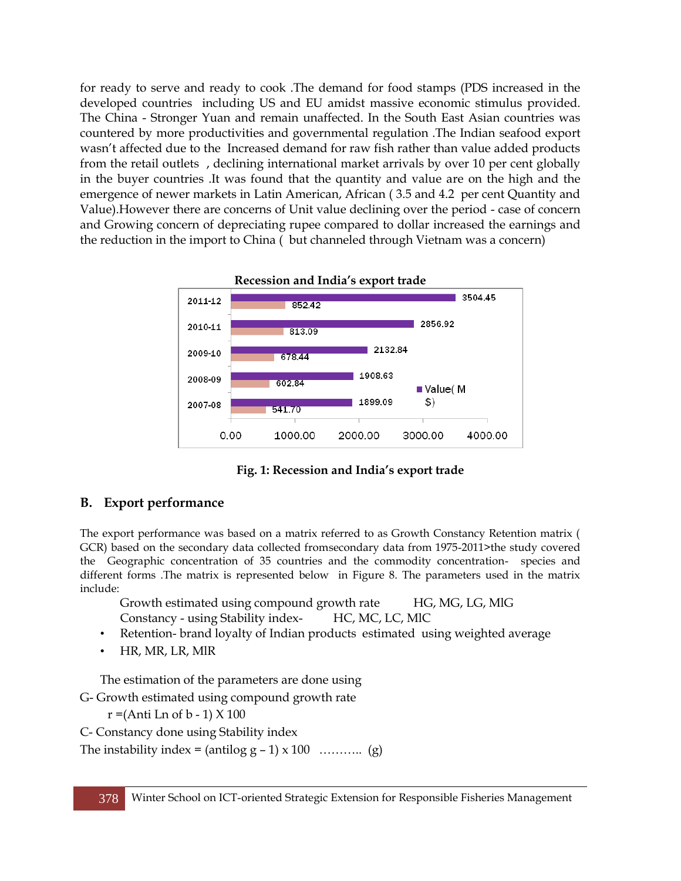for ready to serve and ready to cook .The demand for food stamps (PDS increased in the developed countries including US and EU amidst massive economic stimulus provided. The China - Stronger Yuan and remain unaffected. In the South East Asian countries was countered by more productivities and governmental regulation .The Indian seafood export wasn't affected due to the Increased demand for raw fish rather than value added products from the retail outlets , declining international market arrivals by over 10 per cent globally in the buyer countries .It was found that the quantity and value are on the high and the emergence of newer markets in Latin American, African ( 3.5 and 4.2 per cent Quantity and Value).However there are concerns of Unit value declining over the period - case of concern and Growing concern of depreciating rupee compared to dollar increased the earnings and the reduction in the import to China ( but channeled through Vietnam was a concern)

**Recession and India's export trade**

| Year | Value( M $) | |
|---|---|---|
| 2011-12 | 3504.45 | 852.42 |
| 2010-11 | 2856.92 | 813.09 |
| 2009-10 | 2132.84 | 678.44 |
| 2008-09 | 1908.63 | 602.84 |
| 2007-08 | 1899.09 | 541.70 |

**Fig. 1: Recession and India's export trade**

## B. Export performance

The export performance was based on a matrix referred to as Growth Constancy Retention matrix ( GCR) based on the secondary data collected fromsecondary data from 1975-2011>the study covered the Geographic concentration of 35 countries and the commodity concentration- species and different forms .The matrix is represented below in Figure 8. The parameters used in the matrix include:

Growth estimated using compound growth rate HG, MG, LG, MlG

Constancy - using Stability index- HC, MC, LC, MlC

- Retention- brand loyalty of Indian products estimated using weighted average
- HR, MR, LR, MlR

The estimation of the parameters are done using

G- Growth estimated using compound growth rate

r =(Anti Ln of b - 1) X 100

C- Constancy done using Stability index

The instability index = (antilog g – 1) x 100 ……….. (g)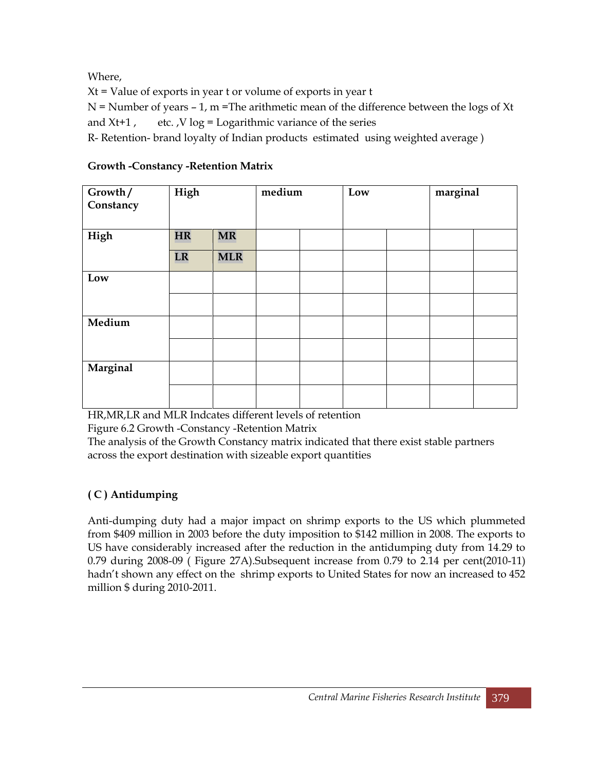Where,

$X_t$ = Value of exports in year t or volume of exports in year t

N = Number of years – 1, m =The arithmetic mean of the difference between the logs of $X_t$ and $X_{t+1}$ , etc. ,V log = Logarithmic variance of the series

R- Retention- brand loyalty of Indian products estimated using weighted average )

**Growth -Constancy -Retention Matrix**

| Growth / Constancy | High | | medium | | Low | | marginal | |
|---|---|---|---|---|---|---|---|---|
| High | HR | MR | | | | | | |
| | LR | MLR | | | | | | |
| Low | | | | | | | | |
| | | | | | | | | |
| Medium | | | | | | | | |
| | | | | | | | | |
| Marginal | | | | | | | | |
| | | | | | | | | |

HR,MR,LR and MLR Indcates different levels of retention

Figure 6.2 Growth -Constancy -Retention Matrix

The analysis of the Growth Constancy matrix indicated that there exist stable partners across the export destination with sizeable export quantities

### ( C ) Antidumping

Anti-dumping duty had a major impact on shrimp exports to the US which plummeted from $409 million in 2003 before the duty imposition to $142 million in 2008. The exports to US have considerably increased after the reduction in the antidumping duty from 14.29 to 0.79 during 2008-09 ( Figure 27A).Subsequent increase from 0.79 to 2.14 per cent(2010-11) hadn't shown any effect on the shrimp exports to United States for now an increased to 452 million $ during 2010-2011.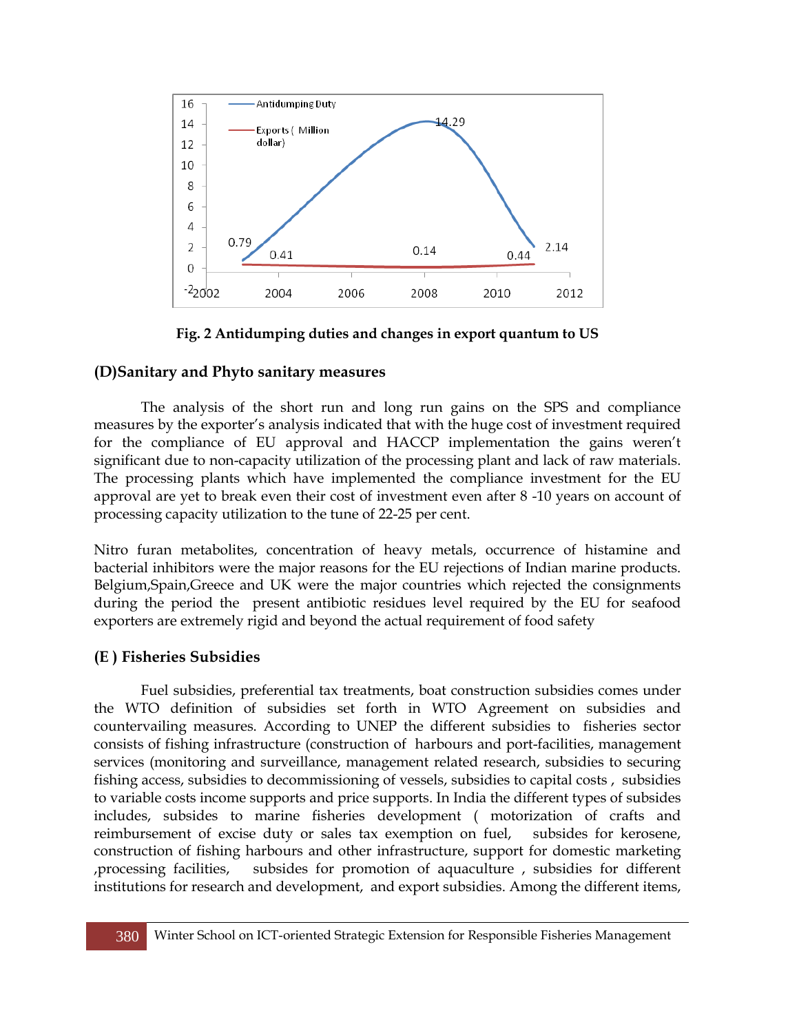Fig. 2 Antidumping duties and changes in export quantum to US

### (D)Sanitary and Phyto sanitary measures

The analysis of the short run and long run gains on the SPS and compliance measures by the exporter's analysis indicated that with the huge cost of investment required for the compliance of EU approval and HACCP implementation the gains weren't significant due to non-capacity utilization of the processing plant and lack of raw materials. The processing plants which have implemented the compliance investment for the EU approval are yet to break even their cost of investment even after 8 -10 years on account of processing capacity utilization to the tune of 22-25 per cent.

Nitro furan metabolites, concentration of heavy metals, occurrence of histamine and bacterial inhibitors were the major reasons for the EU rejections of Indian marine products. Belgium,Spain,Greece and UK were the major countries which rejected the consignments during the period the present antibiotic residues level required by the EU for seafood exporters are extremely rigid and beyond the actual requirement of food safety

### (E ) Fisheries Subsidies

Fuel subsidies, preferential tax treatments, boat construction subsidies comes under the WTO definition of subsidies set forth in WTO Agreement on subsidies and countervailing measures. According to UNEP the different subsidies to fisheries sector consists of fishing infrastructure (construction of harbours and port-facilities, management services (monitoring and surveillance, management related research, subsidies to securing fishing access, subsidies to decommissioning of vessels, subsidies to capital costs , subsidies to variable costs income supports and price supports. In India the different types of subsides includes, subsides to marine fisheries development ( motorization of crafts and reimbursement of excise duty or sales tax exemption on fuel, subsides for kerosene, construction of fishing harbours and other infrastructure, support for domestic marketing ,processing facilities, subsides for promotion of aquaculture , subsidies for different institutions for research and development, and export subsidies. Among the different items,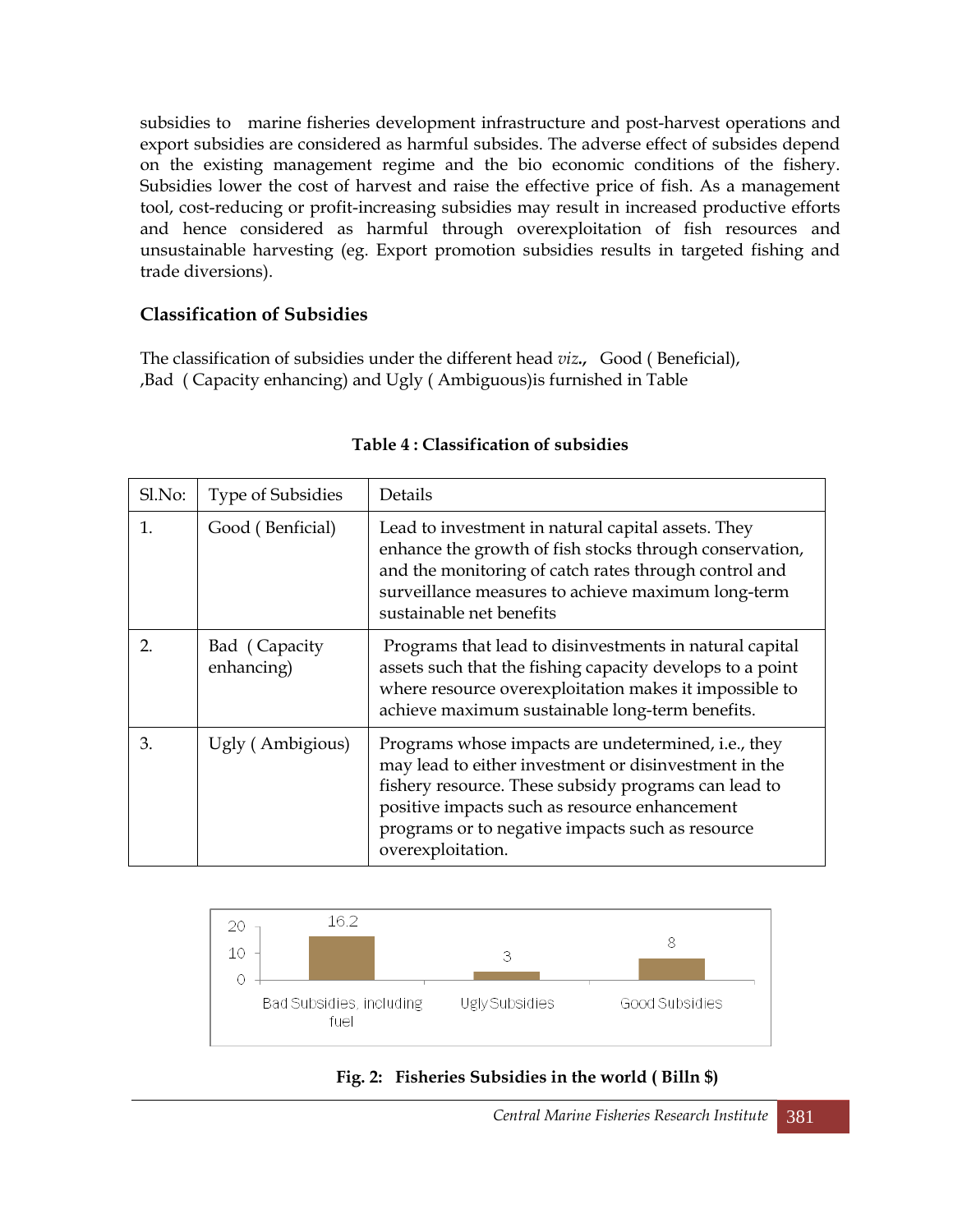subsidies to marine fisheries development infrastructure and post-harvest operations and export subsidies are considered as harmful subsides. The adverse effect of subsides depend on the existing management regime and the bio economic conditions of the fishery. Subsidies lower the cost of harvest and raise the effective price of fish. As a management tool, cost-reducing or profit-increasing subsidies may result in increased productive efforts and hence considered as harmful through overexploitation of fish resources and unsustainable harvesting (eg. Export promotion subsidies results in targeted fishing and trade diversions).

## Classification of Subsidies

The classification of subsidies under the different head *viz***.**, Good ( Beneficial), ,Bad ( Capacity enhancing) and Ugly ( Ambiguous)is furnished in Table

**Table 4 : Classification of subsidies**

| Sl.No: | Type of Subsidies | Details |
|---|---|---|
| 1. | Good ( Benficial) | Lead to investment in natural capital assets. They enhance the growth of fish stocks through conservation, and the monitoring of catch rates through control and surveillance measures to achieve maximum long-term sustainable net benefits |
| 2. | Bad ( Capacity enhancing) | Programs that lead to disinvestments in natural capital assets such that the fishing capacity develops to a point where resource overexploitation makes it impossible to achieve maximum sustainable long-term benefits. |
| 3. | Ugly ( Ambigious) | Programs whose impacts are undetermined, i.e., they may lead to either investment or disinvestment in the fishery resource. These subsidy programs can lead to positive impacts such as resource enhancement programs or to negative impacts such as resource overexploitation. |

| Category | Value |
|---|---|
| Bad Subsidies, including fuel | 16.2 |
| Ugly Subsidies | 3 |
| Good Subsidies | 8 |

**Fig. 2: Fisheries Subsidies in the world ( Billn $)**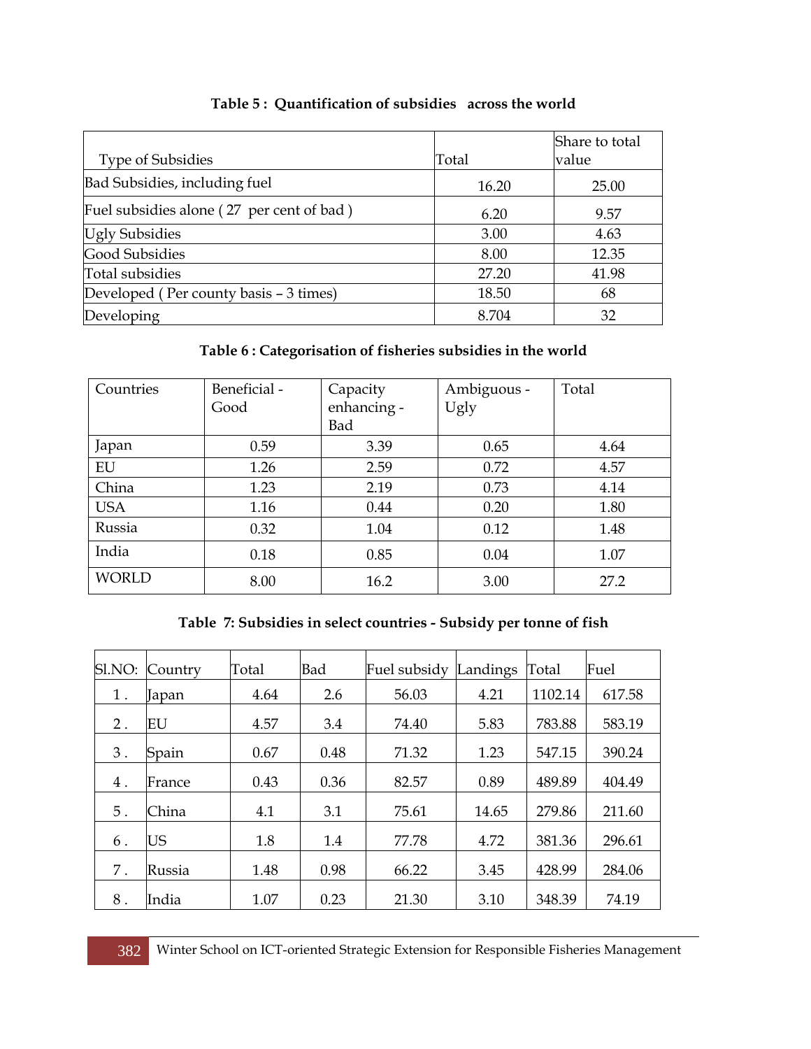**Table 5 : Quantification of subsidies across the world**

| Type of Subsidies | Total | Share to total value |
|---|---|---|
| Bad Subsidies, including fuel | 16.20 | 25.00 |
| Fuel subsidies alone ( 27 per cent of bad ) | 6.20 | 9.57 |
| Ugly Subsidies | 3.00 | 4.63 |
| Good Subsidies | 8.00 | 12.35 |
| Total subsidies | 27.20 | 41.98 |
| Developed ( Per county basis – 3 times) | 18.50 | 68 |
| Developing | 8.704 | 32 |

**Table 6 : Categorisation of fisheries subsidies in the world**

| Countries | Beneficial - Good | Capacity enhancing - Bad | Ambiguous - Ugly | Total |
|---|---|---|---|---|
| Japan | 0.59 | 3.39 | 0.65 | 4.64 |
| EU | 1.26 | 2.59 | 0.72 | 4.57 |
| China | 1.23 | 2.19 | 0.73 | 4.14 |
| USA | 1.16 | 0.44 | 0.20 | 1.80 |
| Russia | 0.32 | 1.04 | 0.12 | 1.48 |
| India | 0.18 | 0.85 | 0.04 | 1.07 |
| WORLD | 8.00 | 16.2 | 3.00 | 27.2 |

**Table 7: Subsidies in select countries - Subsidy per tonne of fish**

| Sl.NO: | Country | Total | Bad | Fuel subsidy | Landings | Total | Fuel |
|---|---|---|---|---|---|---|---|
| 1 . | Japan | 4.64 | 2.6 | 56.03 | 4.21 | 1102.14 | 617.58 |
| 2 . | EU | 4.57 | 3.4 | 74.40 | 5.83 | 783.88 | 583.19 |
| 3 . | Spain | 0.67 | 0.48 | 71.32 | 1.23 | 547.15 | 390.24 |
| 4 . | France | 0.43 | 0.36 | 82.57 | 0.89 | 489.89 | 404.49 |
| 5 . | China | 4.1 | 3.1 | 75.61 | 14.65 | 279.86 | 211.60 |
| 6 . | US | 1.8 | 1.4 | 77.78 | 4.72 | 381.36 | 296.61 |
| 7 . | Russia | 1.48 | 0.98 | 66.22 | 3.45 | 428.99 | 284.06 |
| 8 . | India | 1.07 | 0.23 | 21.30 | 3.10 | 348.39 | 74.19 |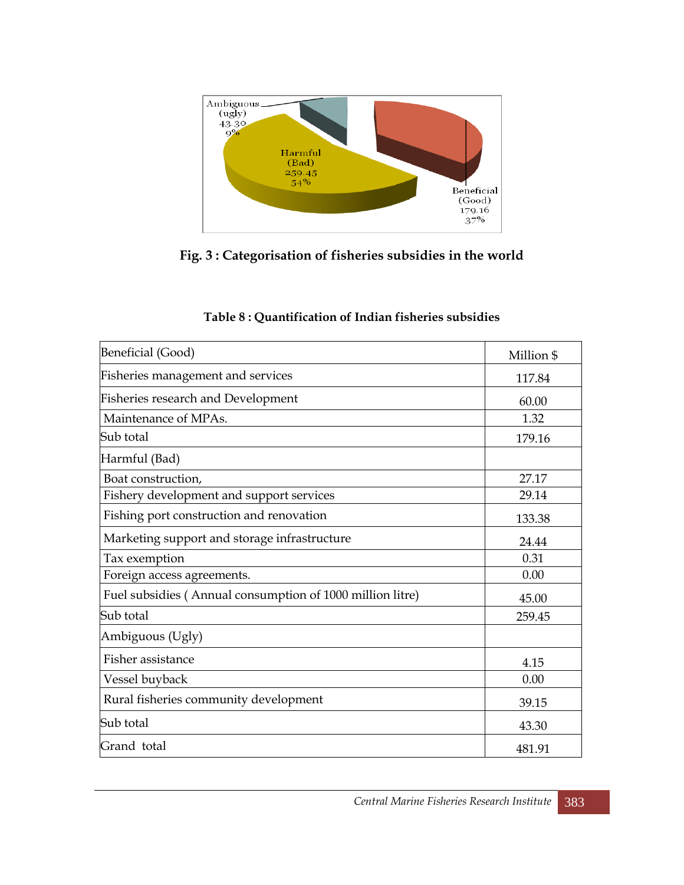Ambiguous (ugly) 43.30 9%

Harmful (Bad) 259.45 54%

Beneficial (Good) 179.16 37%

**Fig. 3 : Categorisation of fisheries subsidies in the world**

**Table 8 : Quantification of Indian fisheries subsidies**

| Beneficial (Good) | Million $ |
|---|---|
| Fisheries management and services | 117.84 |
| Fisheries research and Development | 60.00 |
| Maintenance of MPAs. | 1.32 |
| Sub total | 179.16 |
| Harmful (Bad) | |
| Boat construction, | 27.17 |
| Fishery development and support services | 29.14 |
| Fishing port construction and renovation | 133.38 |
| Marketing support and storage infrastructure | 24.44 |
| Tax exemption | 0.31 |
| Foreign access agreements. | 0.00 |
| Fuel subsidies ( Annual consumption of 1000 million litre) | 45.00 |
| Sub total | 259.45 |
| Ambiguous (Ugly) | |
| Fisher assistance | 4.15 |
| Vessel buyback | 0.00 |
| Rural fisheries community development | 39.15 |
| Sub total | 43.30 |
| Grand total | 481.91 |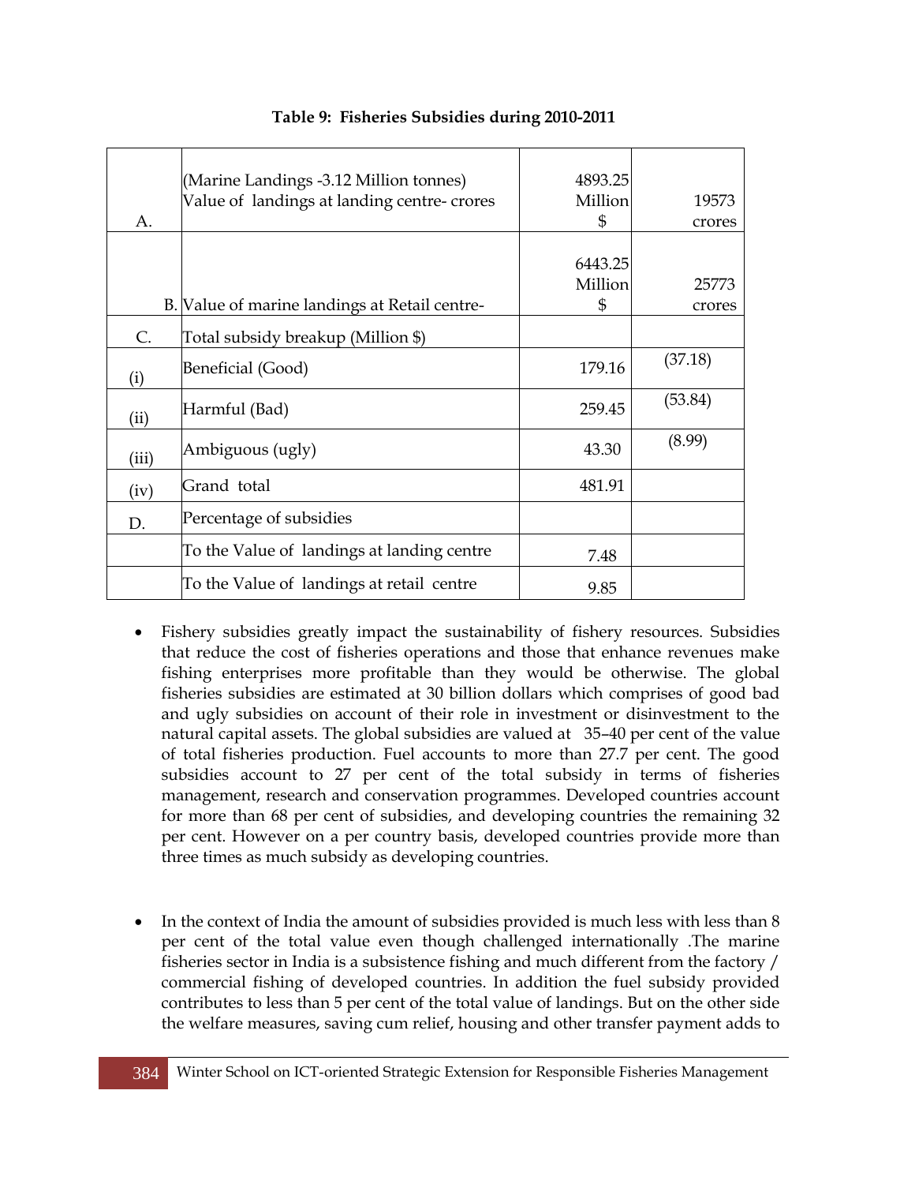**Table 9: Fisheries Subsidies during 2010-2011**

| | | | |
|---|---|---|---|
| A. | (Marine Landings -3.12 Million tonnes) Value of landings at landing centre- crores | 4893.25 Million $ | 19573 crores |
| B. | Value of marine landings at Retail centre- | 6443.25 Million $ | 25773 crores |
| C. | Total subsidy breakup (Million $) | | |
| (i) | Beneficial (Good) | 179.16 | (37.18) |
| (ii) | Harmful (Bad) | 259.45 | (53.84) |
| (iii) | Ambiguous (ugly) | 43.30 | (8.99) |
| (iv) | Grand total | 481.91 | |
| D. | Percentage of subsidies | | |
| | To the Value of landings at landing centre | 7.48 | |
| | To the Value of landings at retail centre | 9.85 | |

- Fishery subsidies greatly impact the sustainability of fishery resources. Subsidies that reduce the cost of fisheries operations and those that enhance revenues make fishing enterprises more profitable than they would be otherwise. The global fisheries subsidies are estimated at 30 billion dollars which comprises of good bad and ugly subsidies on account of their role in investment or disinvestment to the natural capital assets. The global subsidies are valued at 35–40 per cent of the value of total fisheries production. Fuel accounts to more than 27.7 per cent. The good subsidies account to 27 per cent of the total subsidy in terms of fisheries management, research and conservation programmes. Developed countries account for more than 68 per cent of subsidies, and developing countries the remaining 32 per cent. However on a per country basis, developed countries provide more than three times as much subsidy as developing countries.

- In the context of India the amount of subsidies provided is much less with less than 8 per cent of the total value even though challenged internationally .The marine fisheries sector in India is a subsistence fishing and much different from the factory / commercial fishing of developed countries. In addition the fuel subsidy provided contributes to less than 5 per cent of the total value of landings. But on the other side the welfare measures, saving cum relief, housing and other transfer payment adds to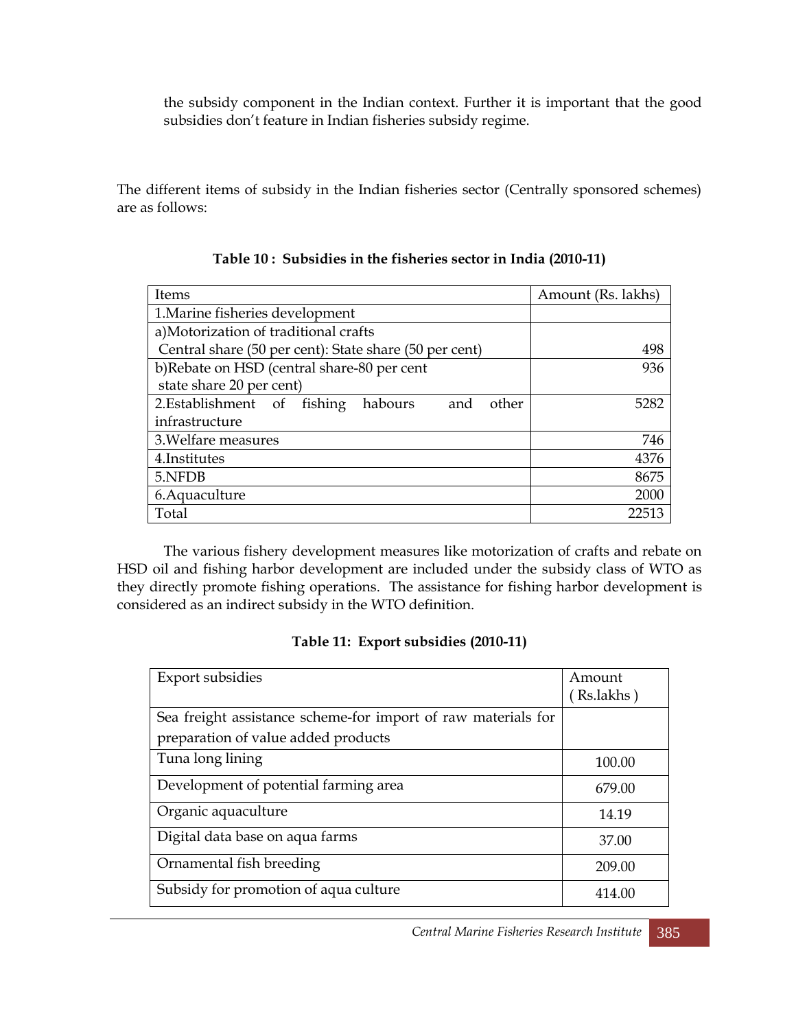the subsidy component in the Indian context. Further it is important that the good subsidies don't feature in Indian fisheries subsidy regime.

The different items of subsidy in the Indian fisheries sector (Centrally sponsored schemes) are as follows:

**Table 10 : Subsidies in the fisheries sector in India (2010-11)**

| Items | Amount (Rs. lakhs) |
|---|---|
| 1.Marine fisheries development | |
| a)Motorization of traditional crafts<br>Central share (50 per cent): State share (50 per cent) | 498 |
| b)Rebate on HSD (central share-80 per cent<br>state share 20 per cent) | 936 |
| 2.Establishment of fishing habours and other infrastructure | 5282 |
| 3.Welfare measures | 746 |
| 4.Institutes | 4376 |
| 5.NFDB | 8675 |
| 6.Aquaculture | 2000 |
| Total | 22513 |

The various fishery development measures like motorization of crafts and rebate on HSD oil and fishing harbor development are included under the subsidy class of WTO as they directly promote fishing operations. The assistance for fishing harbor development is considered as an indirect subsidy in the WTO definition.

**Table 11: Export subsidies (2010-11)**

| Export subsidies | Amount ( Rs.lakhs ) |
|---|---|
| Sea freight assistance scheme-for import of raw materials for preparation of value added products | |
| Tuna long lining | 100.00 |
| Development of potential farming area | 679.00 |
| Organic aquaculture | 14.19 |
| Digital data base on aqua farms | 37.00 |
| Ornamental fish breeding | 209.00 |
| Subsidy for promotion of aqua culture | 414.00 |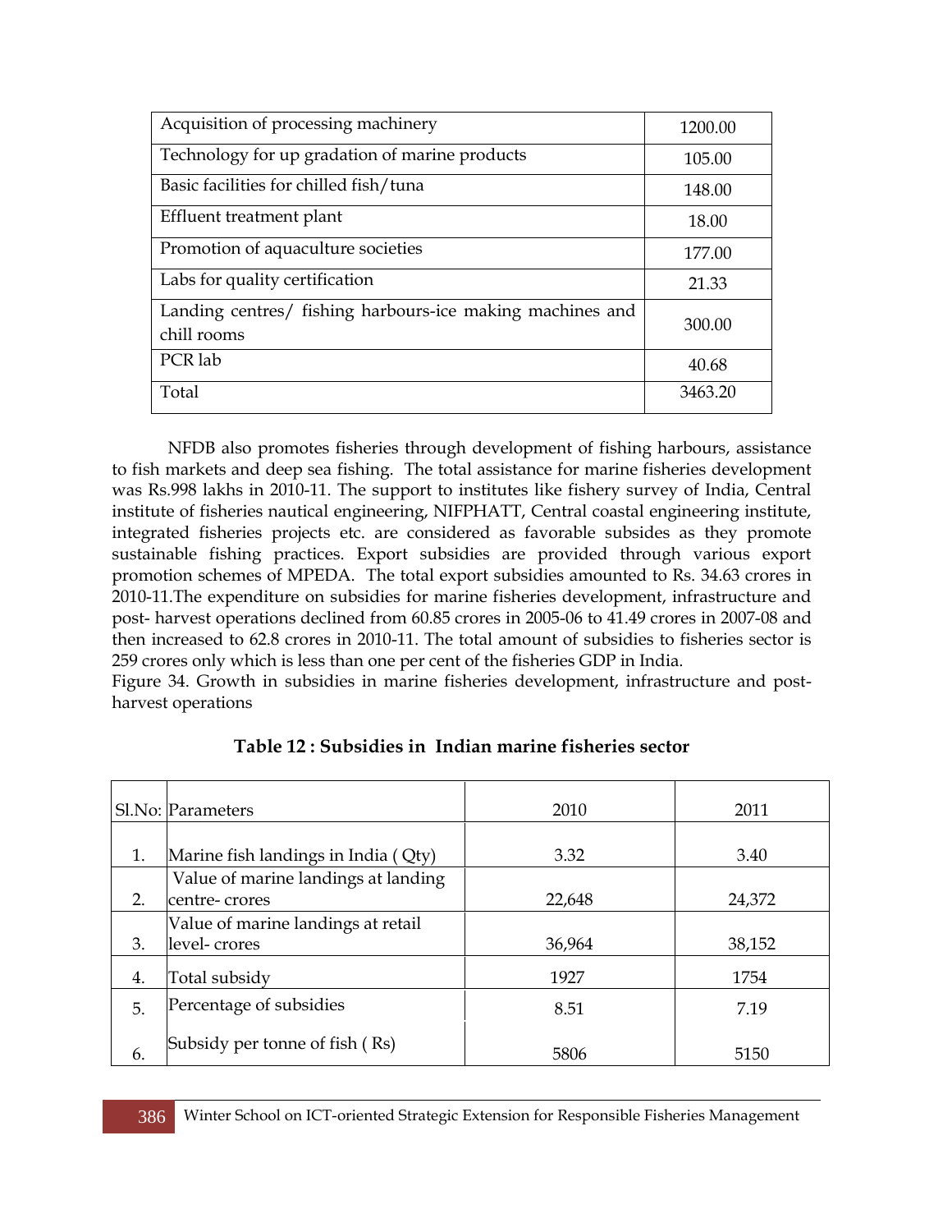| Acquisition of processing machinery | 1200.00 |
|---|---|
| Technology for up gradation of marine products | 105.00 |
| Basic facilities for chilled fish/tuna | 148.00 |
| Effluent treatment plant | 18.00 |
| Promotion of aquaculture societies | 177.00 |
| Labs for quality certification | 21.33 |
| Landing centres/ fishing harbours-ice making machines and chill rooms | 300.00 |
| PCR lab | 40.68 |
| Total | 3463.20 |

NFDB also promotes fisheries through development of fishing harbours, assistance to fish markets and deep sea fishing. The total assistance for marine fisheries development was Rs.998 lakhs in 2010-11. The support to institutes like fishery survey of India, Central institute of fisheries nautical engineering, NIFPHATT, Central coastal engineering institute, integrated fisheries projects etc. are considered as favorable subsides as they promote sustainable fishing practices. Export subsidies are provided through various export promotion schemes of MPEDA. The total export subsidies amounted to Rs. 34.63 crores in 2010-11.The expenditure on subsidies for marine fisheries development, infrastructure and post- harvest operations declined from 60.85 crores in 2005-06 to 41.49 crores in 2007-08 and then increased to 62.8 crores in 2010-11. The total amount of subsidies to fisheries sector is 259 crores only which is less than one per cent of the fisheries GDP in India.

Figure 34. Growth in subsidies in marine fisheries development, infrastructure and post-harvest operations

**Table 12 : Subsidies in Indian marine fisheries sector**

| Sl.No: | Parameters | 2010 | 2011 |
|---|---|---|---|
| 1. | Marine fish landings in India ( Qty) | 3.32 | 3.40 |
| 2. | Value of marine landings at landing centre- crores | 22,648 | 24,372 |
| 3. | Value of marine landings at retail level- crores | 36,964 | 38,152 |
| 4. | Total subsidy | 1927 | 1754 |
| 5. | Percentage of subsidies | 8.51 | 7.19 |
| 6. | Subsidy per tonne of fish ( Rs) | 5806 | 5150 |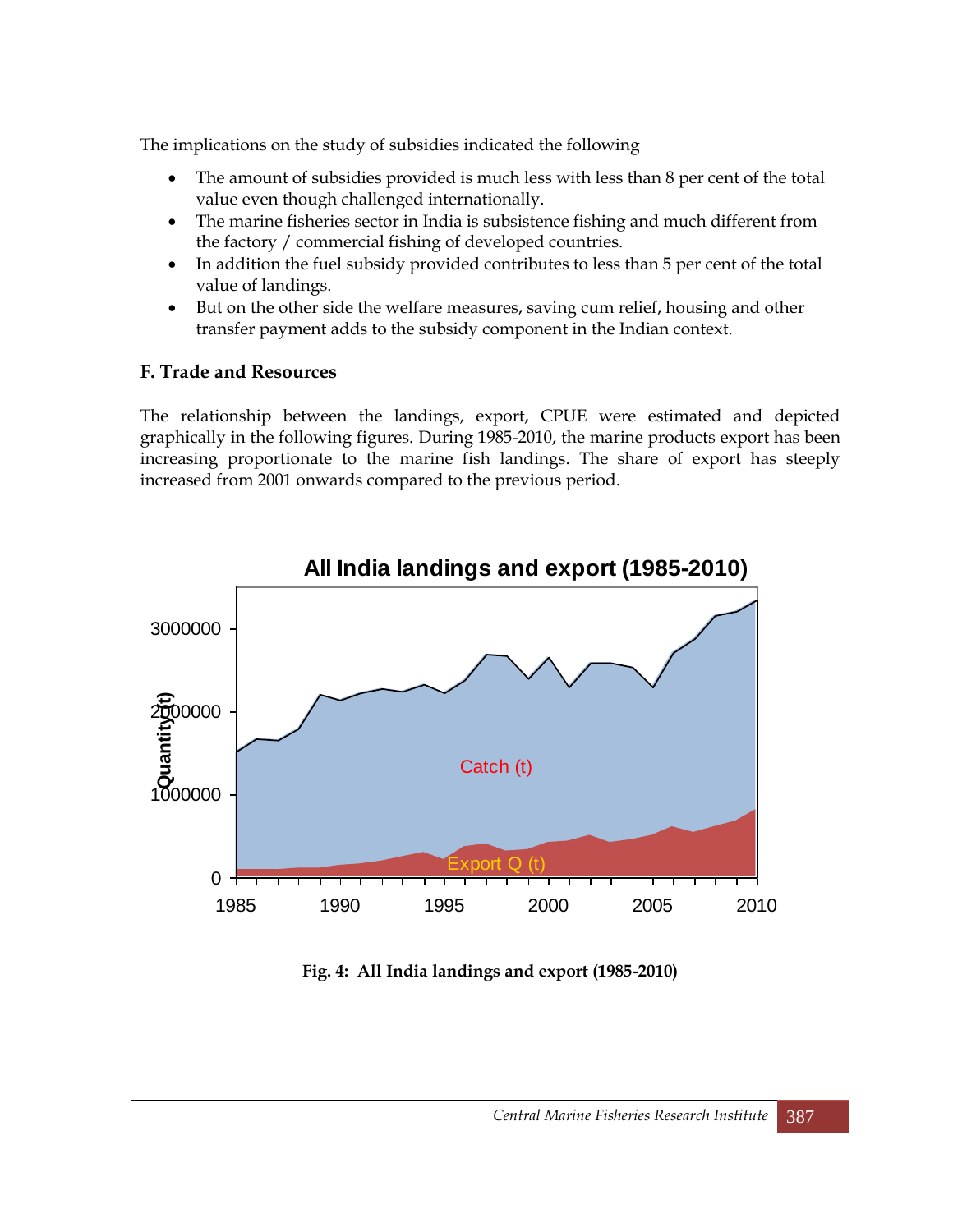The implications on the study of subsidies indicated the following

- The amount of subsidies provided is much less with less than 8 per cent of the total value even though challenged internationally.
- The marine fisheries sector in India is subsistence fishing and much different from the factory / commercial fishing of developed countries.
- In addition the fuel subsidy provided contributes to less than 5 per cent of the total value of landings.
- But on the other side the welfare measures, saving cum relief, housing and other transfer payment adds to the subsidy component in the Indian context.

### F. Trade and Resources

The relationship between the landings, export, CPUE were estimated and depicted graphically in the following figures. During 1985-2010, the marine products export has been increasing proportionate to the marine fish landings. The share of export has steeply increased from 2001 onwards compared to the previous period.

**Fig. 4: All India landings and export (1985-2010)**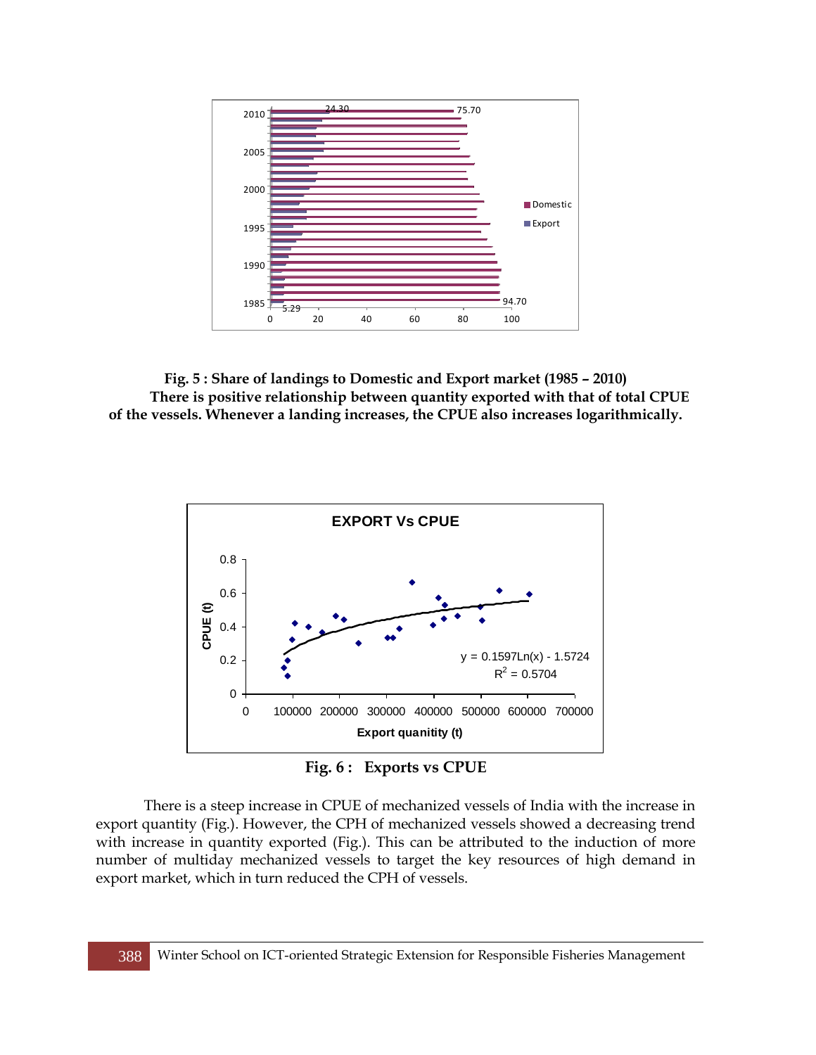**Fig. 5 : Share of landings to Domestic and Export market (1985 – 2010)**

**There is positive relationship between quantity exported with that of total CPUE of the vessels. Whenever a landing increases, the CPUE also increases logarithmically.**

**Fig. 6 : Exports vs CPUE**

There is a steep increase in CPUE of mechanized vessels of India with the increase in export quantity (Fig.). However, the CPH of mechanized vessels showed a decreasing trend with increase in quantity exported (Fig.). This can be attributed to the induction of more number of multiday mechanized vessels to target the key resources of high demand in export market, which in turn reduced the CPH of vessels.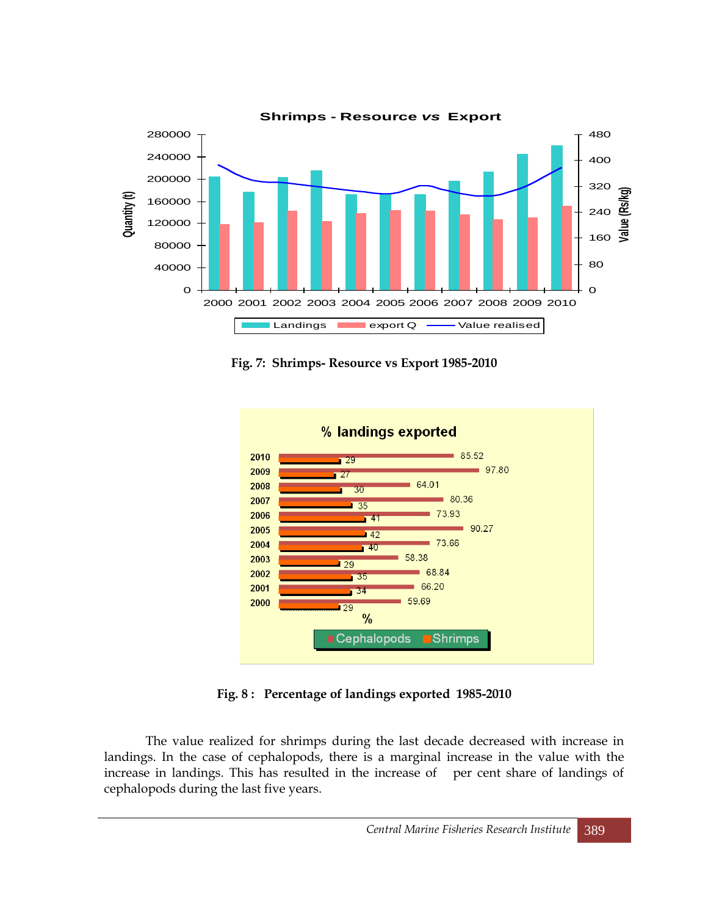Fig. 7: Shrimps- Resource vs Export 1985-2010

Fig. 8 : Percentage of landings exported 1985-2010

The value realized for shrimps during the last decade decreased with increase in landings. In the case of cephalopods, there is a marginal increase in the value with the increase in landings. This has resulted in the increase of per cent share of landings of cephalopods during the last five years.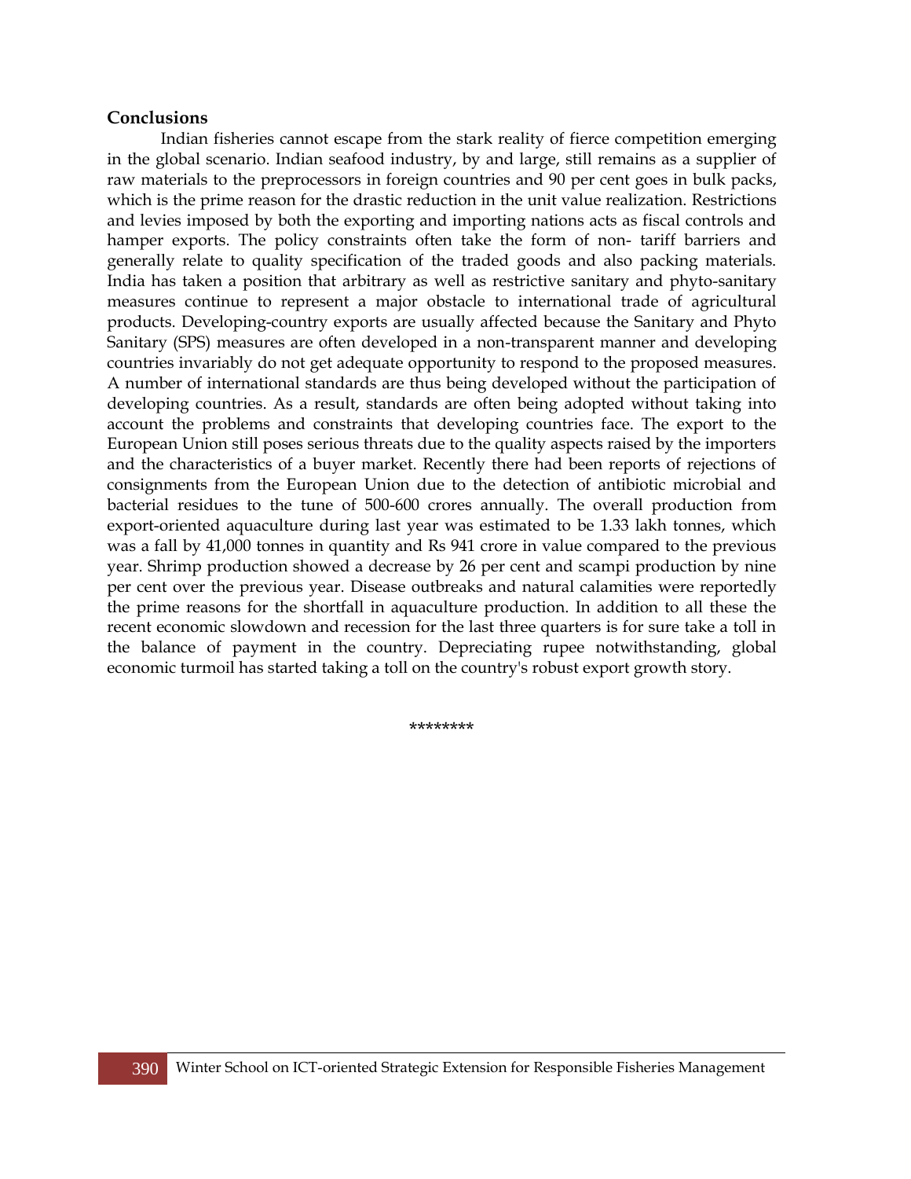## Conclusions

Indian fisheries cannot escape from the stark reality of fierce competition emerging in the global scenario. Indian seafood industry, by and large, still remains as a supplier of raw materials to the preprocessors in foreign countries and 90 per cent goes in bulk packs, which is the prime reason for the drastic reduction in the unit value realization. Restrictions and levies imposed by both the exporting and importing nations acts as fiscal controls and hamper exports. The policy constraints often take the form of non- tariff barriers and generally relate to quality specification of the traded goods and also packing materials. India has taken a position that arbitrary as well as restrictive sanitary and phyto-sanitary measures continue to represent a major obstacle to international trade of agricultural products. Developing-country exports are usually affected because the Sanitary and Phyto Sanitary (SPS) measures are often developed in a non-transparent manner and developing countries invariably do not get adequate opportunity to respond to the proposed measures. A number of international standards are thus being developed without the participation of developing countries. As a result, standards are often being adopted without taking into account the problems and constraints that developing countries face. The export to the European Union still poses serious threats due to the quality aspects raised by the importers and the characteristics of a buyer market. Recently there had been reports of rejections of consignments from the European Union due to the detection of antibiotic microbial and bacterial residues to the tune of 500-600 crores annually. The overall production from export-oriented aquaculture during last year was estimated to be 1.33 lakh tonnes, which was a fall by 41,000 tonnes in quantity and Rs 941 crore in value compared to the previous year. Shrimp production showed a decrease by 26 per cent and scampi production by nine per cent over the previous year. Disease outbreaks and natural calamities were reportedly the prime reasons for the shortfall in aquaculture production. In addition to all these the recent economic slowdown and recession for the last three quarters is for sure take a toll in the balance of payment in the country. Depreciating rupee notwithstanding, global economic turmoil has started taking a toll on the country's robust export growth story.

********